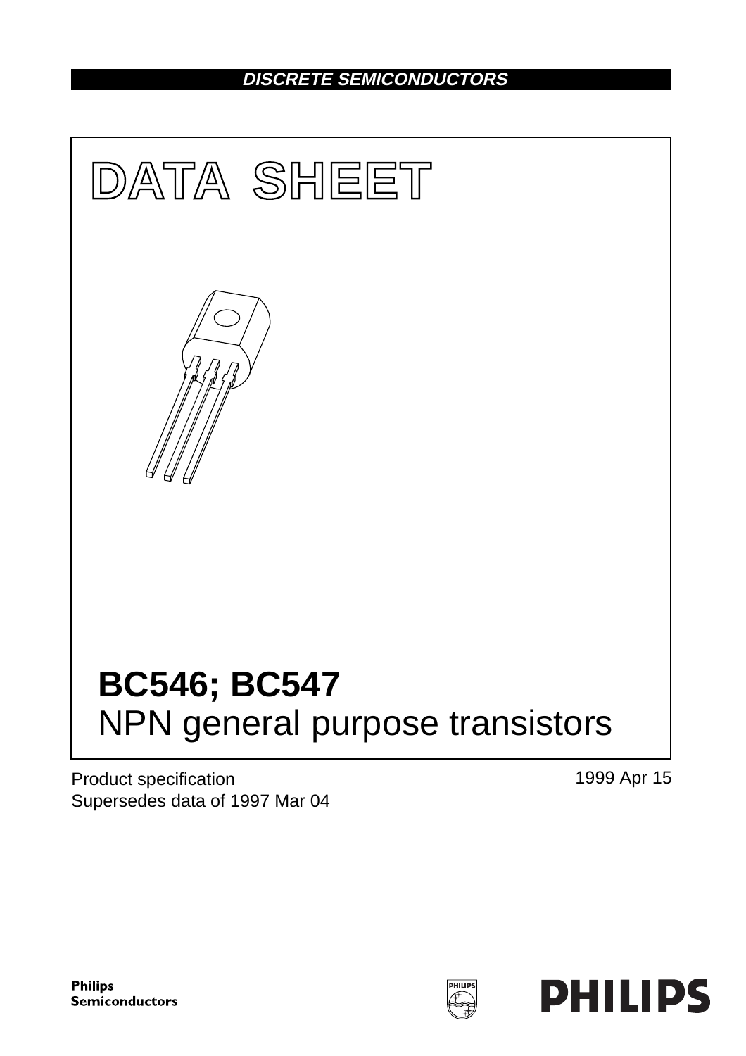DISCRETE SEMICONDUCTORS

# DATA SHEET

# BC546; BC547

## NPN general purpose transistors

Product specification
Supersedes data of 1997 Mar 04

1999 Apr 15

Philips Semiconductors

PHILIPS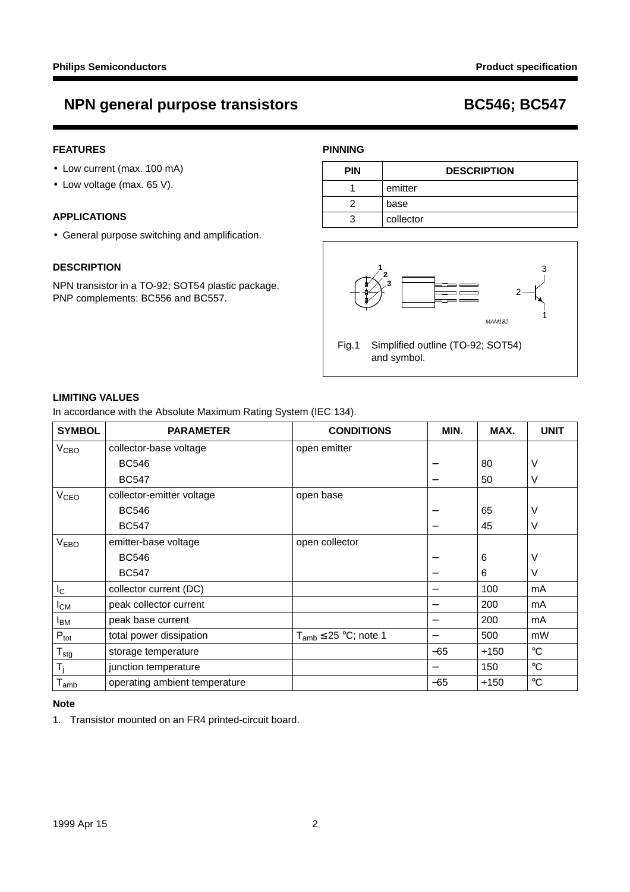# NPN general purpose transistors — BC546; BC547

## FEATURES

- Low current (max. 100 mA)
- Low voltage (max. 65 V).

## APPLICATIONS

- General purpose switching and amplification.

## DESCRIPTION

NPN transistor in a TO-92; SOT54 plastic package. PNP complements: BC556 and BC557.

## PINNING

| PIN | DESCRIPTION |
|---|---|
| 1 | emitter |
| 2 | base |
| 3 | collector |

Fig.1 Simplified outline (TO-92; SOT54) and symbol.

## LIMITING VALUES

In accordance with the Absolute Maximum Rating System (IEC 134).

| SYMBOL | PARAMETER | CONDITIONS | MIN. | MAX. | UNIT |
|---|---|---|---|---|---|
| $V_{CBO}$ | collector-base voltage | open emitter | | | |
| | BC546 | | − | 80 | V |
| | BC547 | | − | 50 | V |
| $V_{CEO}$ | collector-emitter voltage | open base | | | |
| | BC546 | | − | 65 | V |
| | BC547 | | − | 45 | V |
| $V_{EBO}$ | emitter-base voltage | open collector | | | |
| | BC546 | | − | 6 | V |
| | BC547 | | − | 6 | V |
| $I_C$ | collector current (DC) | | − | 100 | mA |
| $I_{CM}$ | peak collector current | | − | 200 | mA |
| $I_{BM}$ | peak base current | | − | 200 | mA |
| $P_{tot}$ | total power dissipation | $T_{amb} \le 25$ °C; note 1 | − | 500 | mW |
| $T_{stg}$ | storage temperature | | −65 | +150 | °C |
| $T_j$ | junction temperature | | − | 150 | °C |
| $T_{amb}$ | operating ambient temperature | | −65 | +150 | °C |

### Note

1. Transistor mounted on an FR4 printed-circuit board.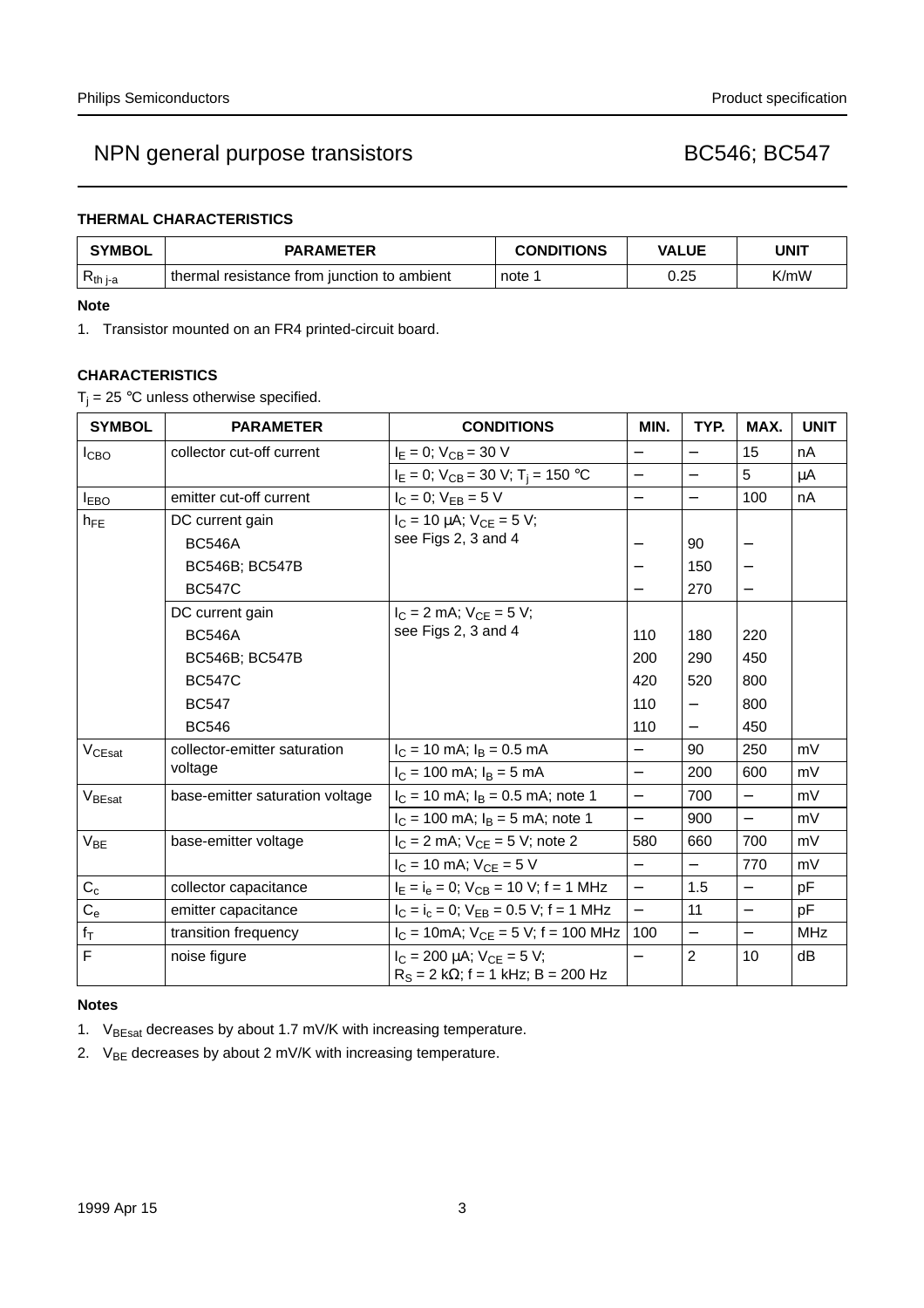## THERMAL CHARACTERISTICS

| SYMBOL | PARAMETER | CONDITIONS | VALUE | UNIT |
|---|---|---|---|---|
| $R_{th\ j\text{-}a}$ | thermal resistance from junction to ambient | note 1 | 0.25 | K/mW |

**Note**

1. Transistor mounted on an FR4 printed-circuit board.

## CHARACTERISTICS

$T_j$ = 25 °C unless otherwise specified.

| SYMBOL | PARAMETER | CONDITIONS | MIN. | TYP. | MAX. | UNIT |
|---|---|---|---|---|---|---|
| $I_{CBO}$ | collector cut-off current | $I_E = 0$; $V_{CB} = 30$ V | – | – | 15 | nA |
| | | $I_E = 0$; $V_{CB} = 30$ V; $T_j = 150$ °C | – | – | 5 | μA |
| $I_{EBO}$ | emitter cut-off current | $I_C = 0$; $V_{EB} = 5$ V | – | – | 100 | nA |
| $h_{FE}$ | DC current gain | $I_C = 10$ μA; $V_{CE} = 5$ V; see Figs 2, 3 and 4 | | | | |
| | BC546A | | – | 90 | – | |
| | BC546B; BC547B | | – | 150 | – | |
| | BC547C | | – | 270 | – | |
| | DC current gain | $I_C = 2$ mA; $V_{CE} = 5$ V; see Figs 2, 3 and 4 | | | | |
| | BC546A | | 110 | 180 | 220 | |
| | BC546B; BC547B | | 200 | 290 | 450 | |
| | BC547C | | 420 | 520 | 800 | |
| | BC547 | | 110 | – | 800 | |
| | BC546 | | 110 | – | 450 | |
| $V_{CEsat}$ | collector-emitter saturation voltage | $I_C = 10$ mA; $I_B = 0.5$ mA | – | 90 | 250 | mV |
| | | $I_C = 100$ mA; $I_B = 5$ mA | – | 200 | 600 | mV |
| $V_{BEsat}$ | base-emitter saturation voltage | $I_C = 10$ mA; $I_B = 0.5$ mA; note 1 | – | 700 | – | mV |
| | | $I_C = 100$ mA; $I_B = 5$ mA; note 1 | – | 900 | – | mV |
| $V_{BE}$ | base-emitter voltage | $I_C = 2$ mA; $V_{CE} = 5$ V; note 2 | 580 | 660 | 700 | mV |
| | | $I_C = 10$ mA; $V_{CE} = 5$ V | – | – | 770 | mV |
| $C_c$ | collector capacitance | $I_E = i_e = 0$; $V_{CB} = 10$ V; f = 1 MHz | – | 1.5 | – | pF |
| $C_e$ | emitter capacitance | $I_C = i_c = 0$; $V_{EB} = 0.5$ V; f = 1 MHz | – | 11 | – | pF |
| $f_T$ | transition frequency | $I_C = 10$mA; $V_{CE} = 5$ V; f = 100 MHz | 100 | – | – | MHz |
| F | noise figure | $I_C = 200$ μA; $V_{CE} = 5$ V; $R_S = 2$ kΩ; f = 1 kHz; B = 200 Hz | – | 2 | 10 | dB |

**Notes**

1. $V_{BEsat}$ decreases by about 1.7 mV/K with increasing temperature.
2. $V_{BE}$ decreases by about 2 mV/K with increasing temperature.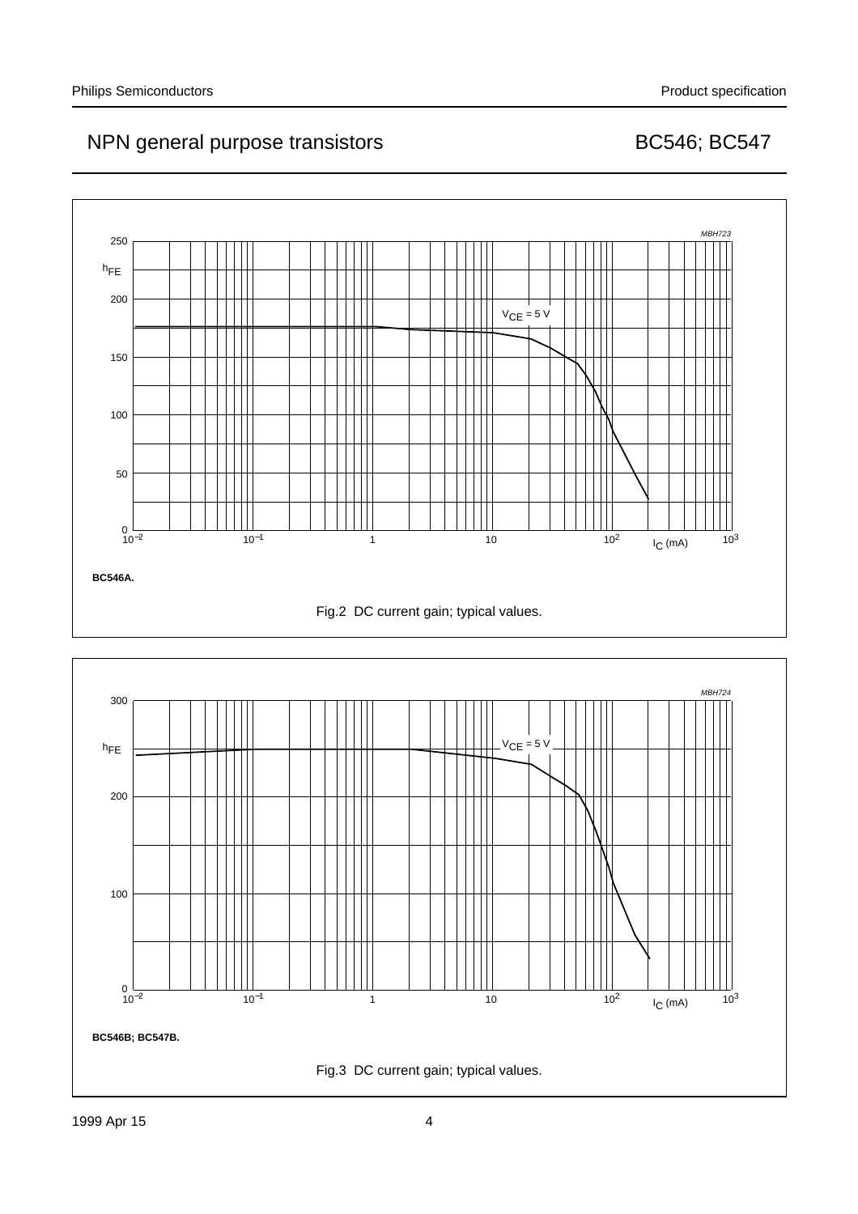MBH723

$h_{FE}$

$V_{CE} = 5$ V

$I_C$ (mA)

**BC546A.**

Fig.2 DC current gain; typical values.

MBH724

$h_{FE}$

$V_{CE} = 5$ V

$I_C$ (mA)

**BC546B; BC547B.**

Fig.3 DC current gain; typical values.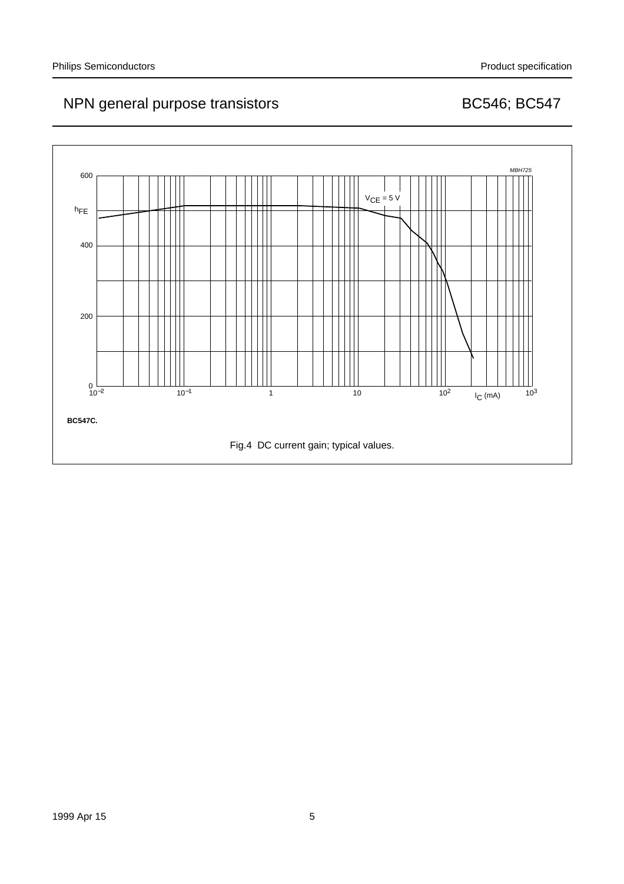BC547C.

Fig.4 DC current gain; typical values.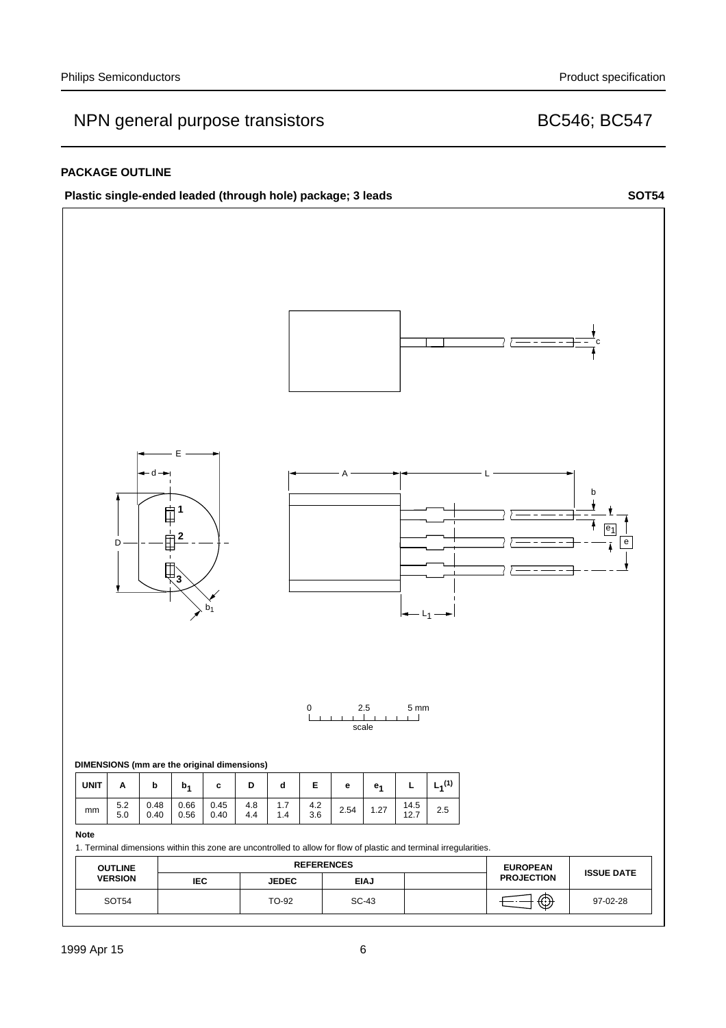## PACKAGE OUTLINE

**Plastic single-ended leaded (through hole) package; 3 leads** **SOT54**

**DIMENSIONS (mm are the original dimensions)**

| UNIT | A | b | $b_1$ | c | D | d | E | e | $e_1$ | L | $L_1$(1) |
|---|---|---|---|---|---|---|---|---|---|---|---|
| mm | 5.2<br>5.0 | 0.48<br>0.40 | 0.66<br>0.56 | 0.45<br>0.40 | 4.8<br>4.4 | 1.7<br>1.4 | 4.2<br>3.6 | 2.54 | 1.27 | 14.5<br>12.7 | 2.5 |

**Note**

1. Terminal dimensions within this zone are uncontrolled to allow for flow of plastic and terminal irregularities.

| OUTLINE VERSION | REFERENCES | | | | EUROPEAN PROJECTION | ISSUE DATE |
|---|---|---|---|---|---|---|
| | IEC | JEDEC | EIAJ | | | |
| SOT54 | | TO-92 | SC-43 | | | 97-02-28 |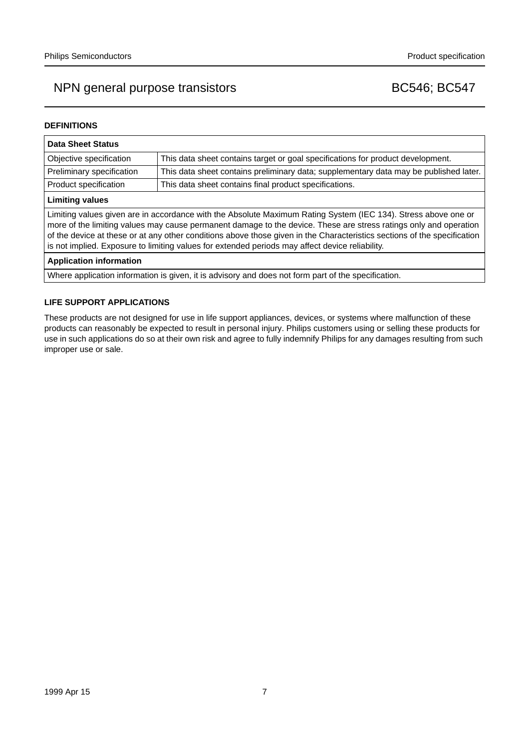## DEFINITIONS

| Data Sheet Status | |
|---|---|
| Objective specification | This data sheet contains target or goal specifications for product development. |
| Preliminary specification | This data sheet contains preliminary data; supplementary data may be published later. |
| Product specification | This data sheet contains final product specifications. |
| **Limiting values** | |
| Limiting values given are in accordance with the Absolute Maximum Rating System (IEC 134). Stress above one or more of the limiting values may cause permanent damage to the device. These are stress ratings only and operation of the device at these or at any other conditions above those given in the Characteristics sections of the specification is not implied. Exposure to limiting values for extended periods may affect device reliability. | |
| **Application information** | |
| Where application information is given, it is advisory and does not form part of the specification. | |

## LIFE SUPPORT APPLICATIONS

These products are not designed for use in life support appliances, devices, or systems where malfunction of these products can reasonably be expected to result in personal injury. Philips customers using or selling these products for use in such applications do so at their own risk and agree to fully indemnify Philips for any damages resulting from such improper use or sale.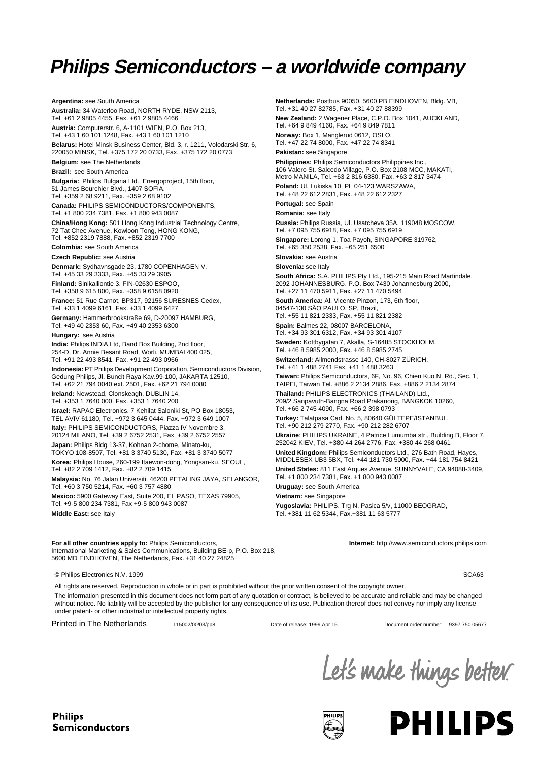# Philips Semiconductors – a worldwide company

**Argentina:** see South America

**Australia:** 34 Waterloo Road, NORTH RYDE, NSW 2113, Tel. +61 2 9805 4455, Fax. +61 2 9805 4466

**Austria:** Computerstr. 6, A-1101 WIEN, P.O. Box 213, Tel. +43 1 60 101 1248, Fax. +43 1 60 101 1210

**Belarus:** Hotel Minsk Business Center, Bld. 3, r. 1211, Volodarski Str. 6, 220050 MINSK, Tel. +375 172 20 0733, Fax. +375 172 20 0773

**Belgium:** see The Netherlands

**Brazil:** see South America

**Bulgaria:** Philips Bulgaria Ltd., Energoproject, 15th floor, 51 James Bourchier Blvd., 1407 SOFIA, Tel. +359 2 68 9211, Fax. +359 2 68 9102

**Canada:** PHILIPS SEMICONDUCTORS/COMPONENTS, Tel. +1 800 234 7381, Fax. +1 800 943 0087

**China/Hong Kong:** 501 Hong Kong Industrial Technology Centre, 72 Tat Chee Avenue, Kowloon Tong, HONG KONG, Tel. +852 2319 7888, Fax. +852 2319 7700

**Colombia:** see South America

**Czech Republic:** see Austria

**Denmark:** Sydhavnsgade 23, 1780 COPENHAGEN V, Tel. +45 33 29 3333, Fax. +45 33 29 3905

**Finland:** Sinikalliontie 3, FIN-02630 ESPOO, Tel. +358 9 615 800, Fax. +358 9 6158 0920

**France:** 51 Rue Carnot, BP317, 92156 SURESNES Cedex, Tel. +33 1 4099 6161, Fax. +33 1 4099 6427

**Germany:** Hammerbrookstraße 69, D-20097 HAMBURG, Tel. +49 40 2353 60, Fax. +49 40 2353 6300

**Hungary:** see Austria

**India:** Philips INDIA Ltd, Band Box Building, 2nd floor, 254-D, Dr. Annie Besant Road, Worli, MUMBAI 400 025, Tel. +91 22 493 8541, Fax. +91 22 493 0966

**Indonesia:** PT Philips Development Corporation, Semiconductors Division, Gedung Philips, Jl. Buncit Raya Kav.99-100, JAKARTA 12510, Tel. +62 21 794 0040 ext. 2501, Fax. +62 21 794 0080

**Ireland:** Newstead, Clonskeagh, DUBLIN 14, Tel. +353 1 7640 000, Fax. +353 1 7640 200

**Israel:** RAPAC Electronics, 7 Kehilat Saloniki St, PO Box 18053, TEL AVIV 61180, Tel. +972 3 645 0444, Fax. +972 3 649 1007

**Italy:** PHILIPS SEMICONDUCTORS, Piazza IV Novembre 3, 20124 MILANO, Tel. +39 2 6752 2531, Fax. +39 2 6752 2557

**Japan:** Philips Bldg 13-37, Kohnan 2-chome, Minato-ku, TOKYO 108-8507, Tel. +81 3 3740 5130, Fax. +81 3 3740 5077

**Korea:** Philips House, 260-199 Itaewon-dong, Yongsan-ku, SEOUL, Tel. +82 2 709 1412, Fax. +82 2 709 1415

**Malaysia:** No. 76 Jalan Universiti, 46200 PETALING JAYA, SELANGOR, Tel. +60 3 750 5214, Fax. +60 3 757 4880

**Mexico:** 5900 Gateway East, Suite 200, EL PASO, TEXAS 79905, Tel. +9-5 800 234 7381, Fax +9-5 800 943 0087

**Middle East:** see Italy

**Netherlands:** Postbus 90050, 5600 PB EINDHOVEN, Bldg. VB, Tel. +31 40 27 82785, Fax. +31 40 27 88399

**New Zealand:** 2 Wagener Place, C.P.O. Box 1041, AUCKLAND, Tel. +64 9 849 4160, Fax. +64 9 849 7811

**Norway:** Box 1, Manglerud 0612, OSLO, Tel. +47 22 74 8000, Fax. +47 22 74 8341

**Pakistan:** see Singapore

**Philippines:** Philips Semiconductors Philippines Inc., 106 Valero St. Salcedo Village, P.O. Box 2108 MCC, MAKATI, Metro MANILA, Tel. +63 2 816 6380, Fax. +63 2 817 3474

**Poland:** Ul. Lukiska 10, PL 04-123 WARSZAWA, Tel. +48 22 612 2831, Fax. +48 22 612 2327

**Portugal:** see Spain

**Romania:** see Italy

**Russia:** Philips Russia, Ul. Usatcheva 35A, 119048 MOSCOW, Tel. +7 095 755 6918, Fax. +7 095 755 6919

**Singapore:** Lorong 1, Toa Payoh, SINGAPORE 319762, Tel. +65 350 2538, Fax. +65 251 6500

**Slovakia:** see Austria

**Slovenia:** see Italy

**South Africa:** S.A. PHILIPS Pty Ltd., 195-215 Main Road Martindale, 2092 JOHANNESBURG, P.O. Box 7430 Johannesburg 2000, Tel. +27 11 470 5911, Fax. +27 11 470 5494

**South America:** Al. Vicente Pinzon, 173, 6th floor, 04547-130 SÃO PAULO, SP, Brazil, Tel. +55 11 821 2333, Fax. +55 11 821 2382

**Spain:** Balmes 22, 08007 BARCELONA, Tel. +34 93 301 6312, Fax. +34 93 301 4107

**Sweden:** Kottbygatan 7, Akalla, S-16485 STOCKHOLM, Tel. +46 8 5985 2000, Fax. +46 8 5985 2745

**Switzerland:** Allmendstrasse 140, CH-8027 ZÜRICH, Tel. +41 1 488 2741 Fax. +41 1 488 3263

**Taiwan:** Philips Semiconductors, 6F, No. 96, Chien Kuo N. Rd., Sec. 1, TAIPEI, Taiwan Tel. +886 2 2134 2886, Fax. +886 2 2134 2874

**Thailand:** PHILIPS ELECTRONICS (THAILAND) Ltd., 209/2 Sanpavuth-Bangna Road Prakanong, BANGKOK 10260, Tel. +66 2 745 4090, Fax. +66 2 398 0793

**Turkey:** Talatpasa Cad. No. 5, 80640 GÜLTEPE/ISTANBUL, Tel. +90 212 279 2770, Fax. +90 212 282 6707

**Ukraine**: PHILIPS UKRAINE, 4 Patrice Lumumba str., Building B, Floor 7, 252042 KIEV, Tel. +380 44 264 2776, Fax. +380 44 268 0461

**United Kingdom:** Philips Semiconductors Ltd., 276 Bath Road, Hayes, MIDDLESEX UB3 5BX, Tel. +44 181 730 5000, Fax. +44 181 754 8421

**United States:** 811 East Arques Avenue, SUNNYVALE, CA 94088-3409, Tel. +1 800 234 7381, Fax. +1 800 943 0087

**Uruguay:** see South America

**Vietnam:** see Singapore

**Yugoslavia:** PHILIPS, Trg N. Pasica 5/v, 11000 BEOGRAD, Tel. +381 11 62 5344, Fax.+381 11 63 5777

**For all other countries apply to:** Philips Semiconductors, International Marketing & Sales Communications, Building BE-p, P.O. Box 218, 5600 MD EINDHOVEN, The Netherlands, Fax. +31 40 27 24825

**Internet:** http://www.semiconductors.philips.com

© Philips Electronics N.V. 1999

SCA63

All rights are reserved. Reproduction in whole or in part is prohibited without the prior written consent of the copyright owner.

The information presented in this document does not form part of any quotation or contract, is believed to be accurate and reliable and may be changed without notice. No liability will be accepted by the publisher for any consequence of its use. Publication thereof does not convey nor imply any license under patent- or other industrial or intellectual property rights.

Printed in The Netherlands    115002/00/03/pp8    Date of release: 1999 Apr 15    Document order number: 9397 750 05677

Let's make things better.

**Philips Semiconductors**

**PHILIPS**